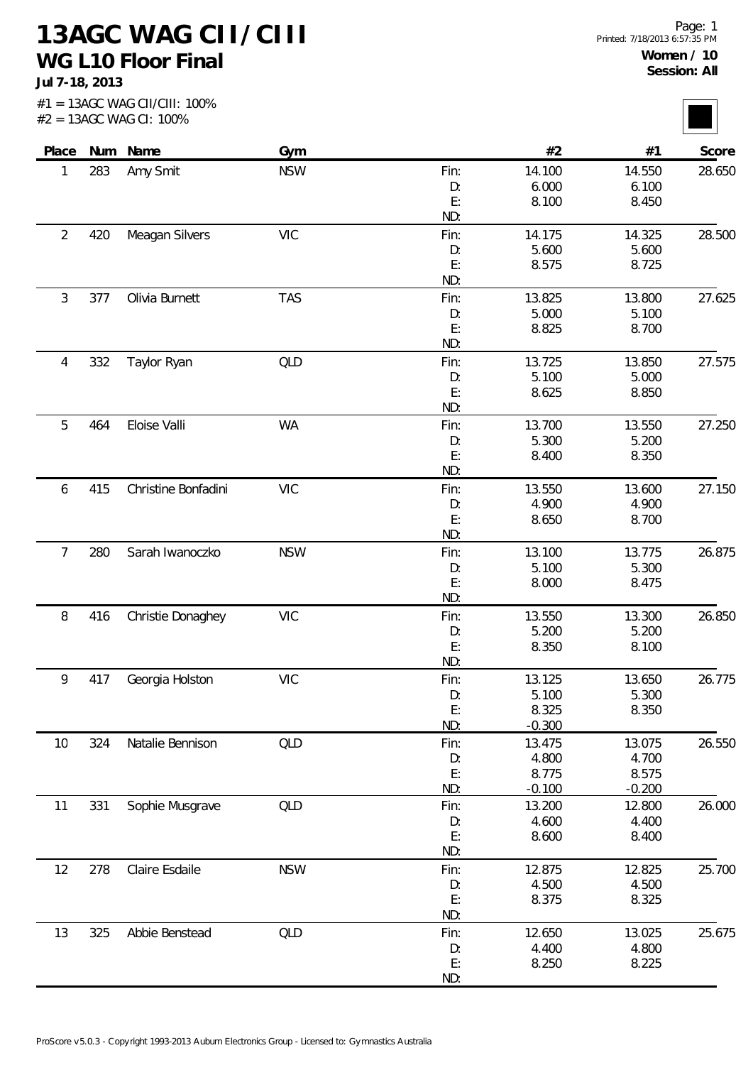# 13AGC WAG CII/CIII

## WG L10 Floor Final

**Jul 7-18, 2013**

#1 = 13AGC WAG CII/CIII: 100%
#2 = 13AGC WAG CI: 100%

**Women / 10**
**Session: All**

| Place | Num | Name | Gym | | #2 | #1 | Score |
|---|---|---|---|---|---|---|---|
| 1 | 283 | Amy Smit | NSW | Fin: | 14.100 | 14.550 | 28.650 |
| | | | | D: | 6.000 | 6.100 | |
| | | | | E: | 8.100 | 8.450 | |
| | | | | ND: | | | |
| 2 | 420 | Meagan Silvers | VIC | Fin: | 14.175 | 14.325 | 28.500 |
| | | | | D: | 5.600 | 5.600 | |
| | | | | E: | 8.575 | 8.725 | |
| | | | | ND: | | | |
| 3 | 377 | Olivia Burnett | TAS | Fin: | 13.825 | 13.800 | 27.625 |
| | | | | D: | 5.000 | 5.100 | |
| | | | | E: | 8.825 | 8.700 | |
| | | | | ND: | | | |
| 4 | 332 | Taylor Ryan | QLD | Fin: | 13.725 | 13.850 | 27.575 |
| | | | | D: | 5.100 | 5.000 | |
| | | | | E: | 8.625 | 8.850 | |
| | | | | ND: | | | |
| 5 | 464 | Eloise Valli | WA | Fin: | 13.700 | 13.550 | 27.250 |
| | | | | D: | 5.300 | 5.200 | |
| | | | | E: | 8.400 | 8.350 | |
| | | | | ND: | | | |
| 6 | 415 | Christine Bonfadini | VIC | Fin: | 13.550 | 13.600 | 27.150 |
| | | | | D: | 4.900 | 4.900 | |
| | | | | E: | 8.650 | 8.700 | |
| | | | | ND: | | | |
| 7 | 280 | Sarah Iwanoczko | NSW | Fin: | 13.100 | 13.775 | 26.875 |
| | | | | D: | 5.100 | 5.300 | |
| | | | | E: | 8.000 | 8.475 | |
| | | | | ND: | | | |
| 8 | 416 | Christie Donaghey | VIC | Fin: | 13.550 | 13.300 | 26.850 |
| | | | | D: | 5.200 | 5.200 | |
| | | | | E: | 8.350 | 8.100 | |
| | | | | ND: | | | |
| 9 | 417 | Georgia Holston | VIC | Fin: | 13.125 | 13.650 | 26.775 |
| | | | | D: | 5.100 | 5.300 | |
| | | | | E: | 8.325 | 8.350 | |
| | | | | ND: | -0.300 | | |
| 10 | 324 | Natalie Bennison | QLD | Fin: | 13.475 | 13.075 | 26.550 |
| | | | | D: | 4.800 | 4.700 | |
| | | | | E: | 8.775 | 8.575 | |
| | | | | ND: | -0.100 | -0.200 | |
| 11 | 331 | Sophie Musgrave | QLD | Fin: | 13.200 | 12.800 | 26.000 |
| | | | | D: | 4.600 | 4.400 | |
| | | | | E: | 8.600 | 8.400 | |
| | | | | ND: | | | |
| 12 | 278 | Claire Esdaile | NSW | Fin: | 12.875 | 12.825 | 25.700 |
| | | | | D: | 4.500 | 4.500 | |
| | | | | E: | 8.375 | 8.325 | |
| | | | | ND: | | | |
| 13 | 325 | Abbie Benstead | QLD | Fin: | 12.650 | 13.025 | 25.675 |
| | | | | D: | 4.400 | 4.800 | |
| | | | | E: | 8.250 | 8.225 | |
| | | | | ND: | | | |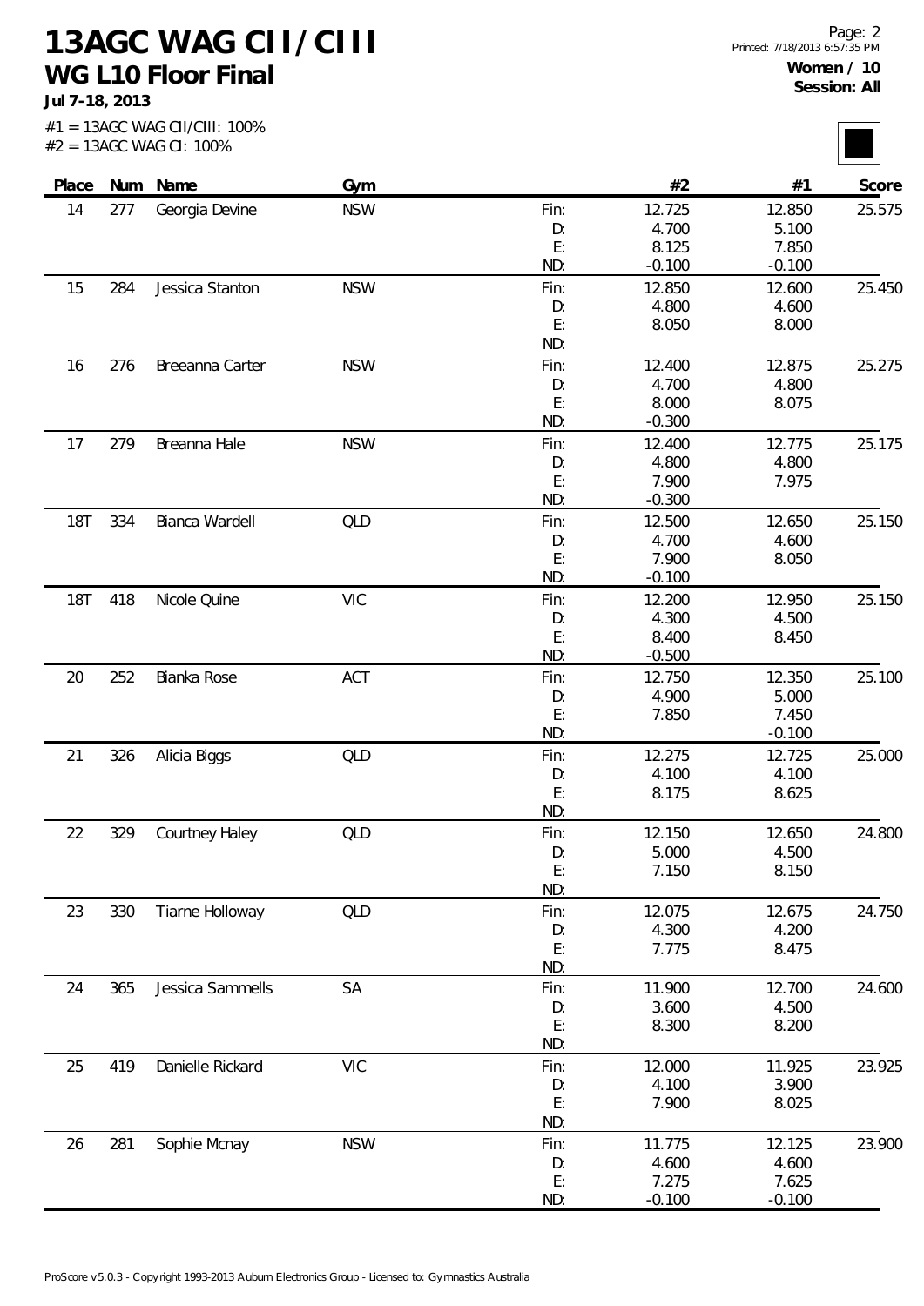# 13AGC WAG CII/CIII

## WG L10 Floor Final

**Jul 7-18, 2013**

#1 = 13AGC WAG CII/CIII: 100%
#2 = 13AGC WAG CI: 100%

**Women / 10**
**Session: All**

| Place | Num | Name | Gym | | #2 | #1 | Score |
|---|---|---|---|---|---|---|---|
| 14 | 277 | Georgia Devine | NSW | Fin: | 12.725 | 12.850 | 25.575 |
| | | | | D: | 4.700 | 5.100 | |
| | | | | E: | 8.125 | 7.850 | |
| | | | | ND: | -0.100 | -0.100 | |
| 15 | 284 | Jessica Stanton | NSW | Fin: | 12.850 | 12.600 | 25.450 |
| | | | | D: | 4.800 | 4.600 | |
| | | | | E: | 8.050 | 8.000 | |
| | | | | ND: | | | |
| 16 | 276 | Breeanna Carter | NSW | Fin: | 12.400 | 12.875 | 25.275 |
| | | | | D: | 4.700 | 4.800 | |
| | | | | E: | 8.000 | 8.075 | |
| | | | | ND: | -0.300 | | |
| 17 | 279 | Breanna Hale | NSW | Fin: | 12.400 | 12.775 | 25.175 |
| | | | | D: | 4.800 | 4.800 | |
| | | | | E: | 7.900 | 7.975 | |
| | | | | ND: | -0.300 | | |
| 18T | 334 | Bianca Wardell | QLD | Fin: | 12.500 | 12.650 | 25.150 |
| | | | | D: | 4.700 | 4.600 | |
| | | | | E: | 7.900 | 8.050 | |
| | | | | ND: | -0.100 | | |
| 18T | 418 | Nicole Quine | VIC | Fin: | 12.200 | 12.950 | 25.150 |
| | | | | D: | 4.300 | 4.500 | |
| | | | | E: | 8.400 | 8.450 | |
| | | | | ND: | -0.500 | | |
| 20 | 252 | Bianka Rose | ACT | Fin: | 12.750 | 12.350 | 25.100 |
| | | | | D: | 4.900 | 5.000 | |
| | | | | E: | 7.850 | 7.450 | |
| | | | | ND: | | -0.100 | |
| 21 | 326 | Alicia Biggs | QLD | Fin: | 12.275 | 12.725 | 25.000 |
| | | | | D: | 4.100 | 4.100 | |
| | | | | E: | 8.175 | 8.625 | |
| | | | | ND: | | | |
| 22 | 329 | Courtney Haley | QLD | Fin: | 12.150 | 12.650 | 24.800 |
| | | | | D: | 5.000 | 4.500 | |
| | | | | E: | 7.150 | 8.150 | |
| | | | | ND: | | | |
| 23 | 330 | Tiarne Holloway | QLD | Fin: | 12.075 | 12.675 | 24.750 |
| | | | | D: | 4.300 | 4.200 | |
| | | | | E: | 7.775 | 8.475 | |
| | | | | ND: | | | |
| 24 | 365 | Jessica Sammells | SA | Fin: | 11.900 | 12.700 | 24.600 |
| | | | | D: | 3.600 | 4.500 | |
| | | | | E: | 8.300 | 8.200 | |
| | | | | ND: | | | |
| 25 | 419 | Danielle Rickard | VIC | Fin: | 12.000 | 11.925 | 23.925 |
| | | | | D: | 4.100 | 3.900 | |
| | | | | E: | 7.900 | 8.025 | |
| | | | | ND: | | | |
| 26 | 281 | Sophie Mcnay | NSW | Fin: | 11.775 | 12.125 | 23.900 |
| | | | | D: | 4.600 | 4.600 | |
| | | | | E: | 7.275 | 7.625 | |
| | | | | ND: | -0.100 | -0.100 | |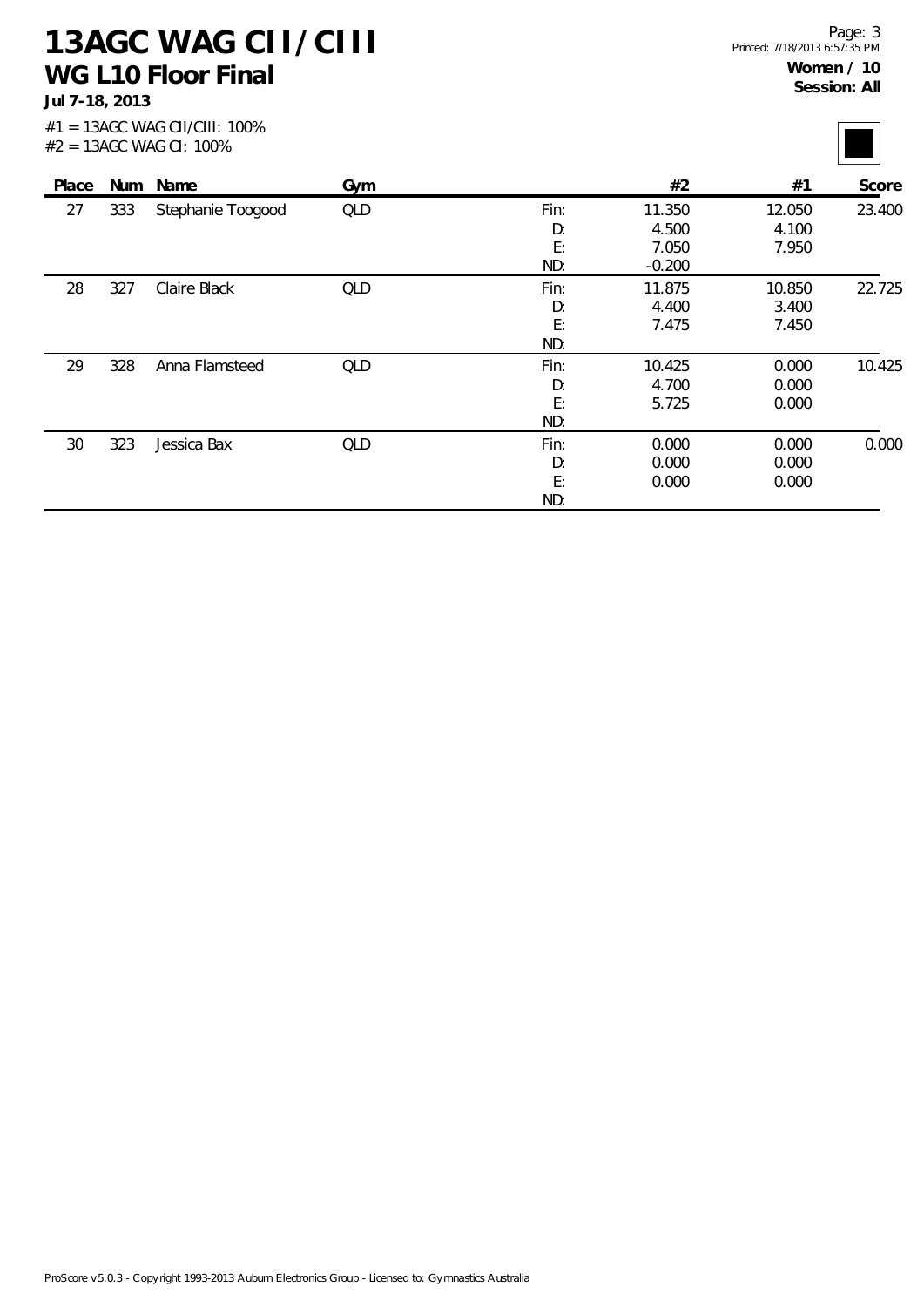# 13AGC WAG CII/CIII

## WG L10 Floor Final

**Jul 7-18, 2013**

**Women / 10**
**Session: All**

#1 = 13AGC WAG CII/CIII: 100%
#2 = 13AGC WAG CI: 100%

| Place | Num | Name | Gym | | #2 | #1 | Score |
|---|---|---|---|---|---|---|---|
| 27 | 333 | Stephanie Toogood | QLD | Fin: | 11.350 | 12.050 | 23.400 |
| | | | | D: | 4.500 | 4.100 | |
| | | | | E: | 7.050 | 7.950 | |
| | | | | ND: | -0.200 | | |
| 28 | 327 | Claire Black | QLD | Fin: | 11.875 | 10.850 | 22.725 |
| | | | | D: | 4.400 | 3.400 | |
| | | | | E: | 7.475 | 7.450 | |
| | | | | ND: | | | |
| 29 | 328 | Anna Flamsteed | QLD | Fin: | 10.425 | 0.000 | 10.425 |
| | | | | D: | 4.700 | 0.000 | |
| | | | | E: | 5.725 | 0.000 | |
| | | | | ND: | | | |
| 30 | 323 | Jessica Bax | QLD | Fin: | 0.000 | 0.000 | 0.000 |
| | | | | D: | 0.000 | 0.000 | |
| | | | | E: | 0.000 | 0.000 | |
| | | | | ND: | | | |

ProScore v5.0.3 - Copyright 1993-2013 Auburn Electronics Group - Licensed to: Gymnastics Australia